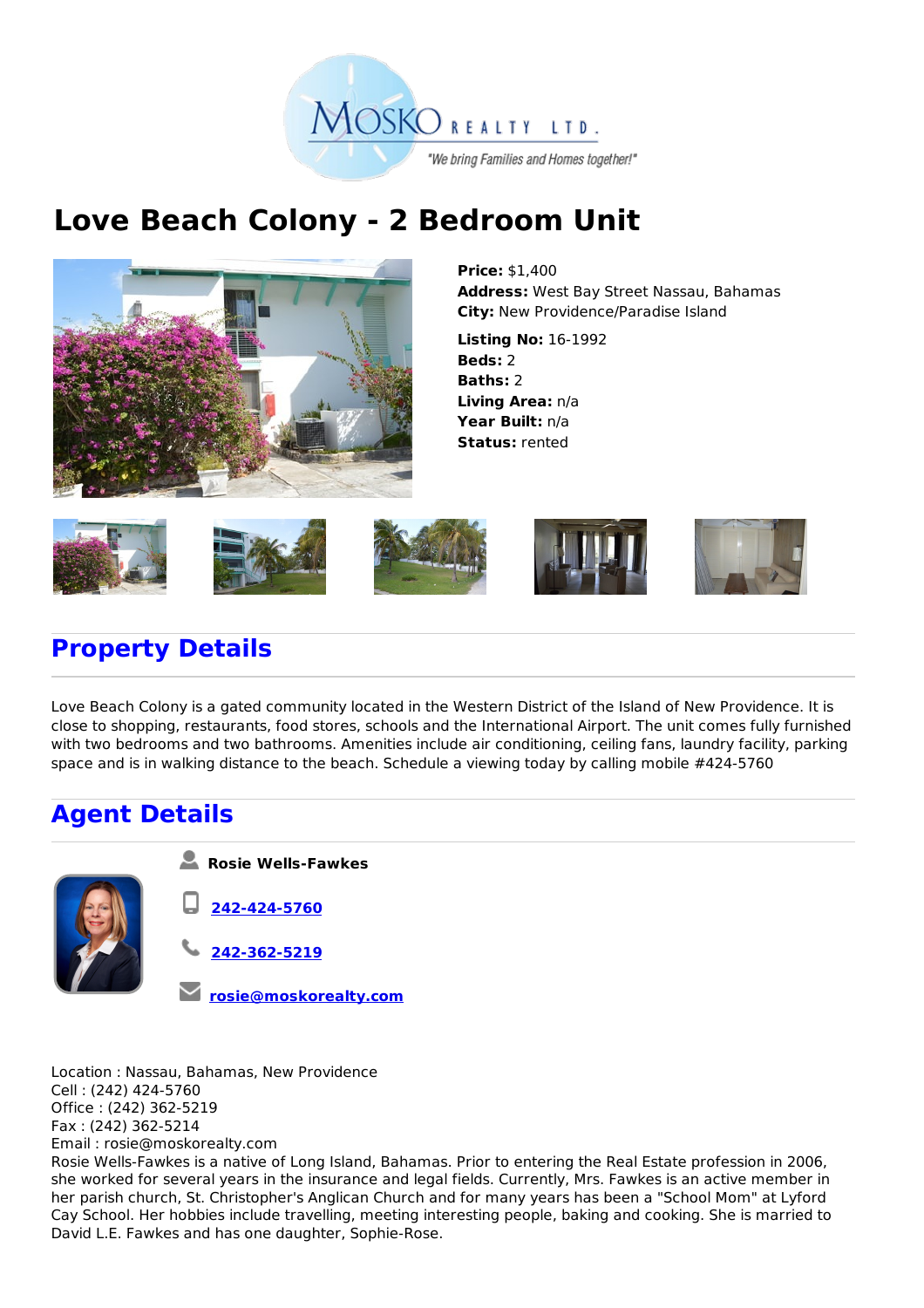MOSKO REALTY LTD.

"We bring Families and Homes together!"

# Love Beach Colony - 2 Bedroom Unit

**Price:** $1,400
**Address:** West Bay Street Nassau, Bahamas
**City:** New Providence/Paradise Island

**Listing No:** 16-1992
**Beds:** 2
**Baths:** 2
**Living Area:** n/a
**Year Built:** n/a
**Status:** rented

## Property Details

Love Beach Colony is a gated community located in the Western District of the Island of New Providence. It is close to shopping, restaurants, food stores, schools and the International Airport. The unit comes fully furnished with two bedrooms and two bathrooms. Amenities include air conditioning, ceiling fans, laundry facility, parking space and is in walking distance to the beach. Schedule a viewing today by calling mobile #424-5760

## Agent Details

**Rosie Wells-Fawkes**

242-424-5760

242-362-5219

rosie@moskorealty.com

Location : Nassau, Bahamas, New Providence
Cell : (242) 424-5760
Office : (242) 362-5219
Fax : (242) 362-5214
Email : rosie@moskorealty.com
Rosie Wells-Fawkes is a native of Long Island, Bahamas. Prior to entering the Real Estate profession in 2006, she worked for several years in the insurance and legal fields. Currently, Mrs. Fawkes is an active member in her parish church, St. Christopher's Anglican Church and for many years has been a "School Mom" at Lyford Cay School. Her hobbies include travelling, meeting interesting people, baking and cooking. She is married to David L.E. Fawkes and has one daughter, Sophie-Rose.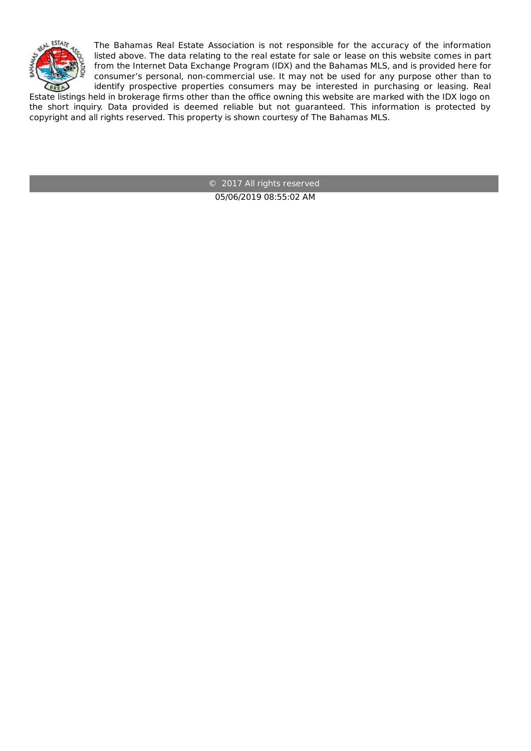The Bahamas Real Estate Association is not responsible for the accuracy of the information listed above. The data relating to the real estate for sale or lease on this website comes in part from the Internet Data Exchange Program (IDX) and the Bahamas MLS, and is provided here for consumer's personal, non-commercial use. It may not be used for any purpose other than to identify prospective properties consumers may be interested in purchasing or leasing. Real Estate listings held in brokerage firms other than the office owning this website are marked with the IDX logo on the short inquiry. Data provided is deemed reliable but not guaranteed. This information is protected by copyright and all rights reserved. This property is shown courtesy of The Bahamas MLS.

© 2017 All rights reserved

05/06/2019 08:55:02 AM